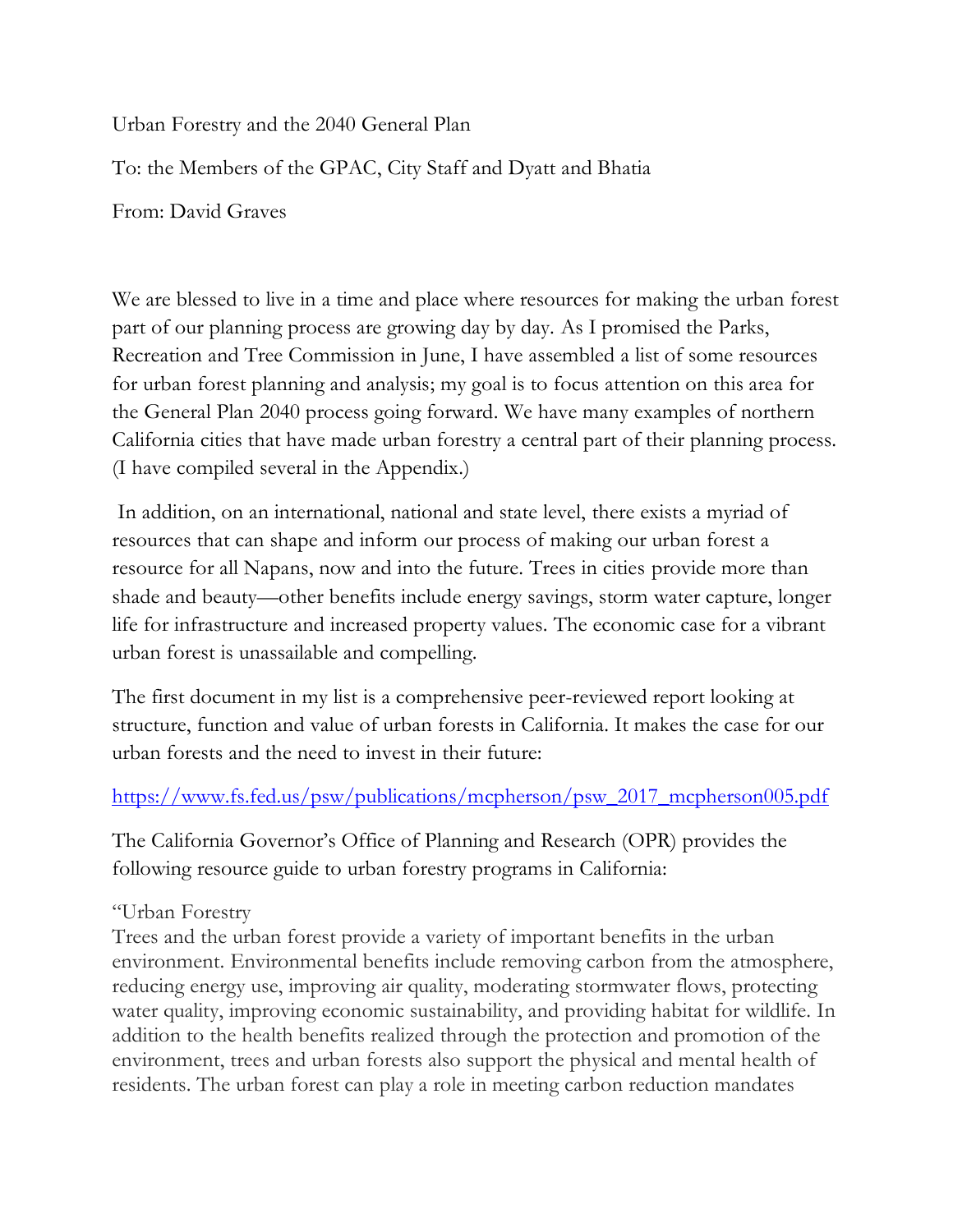Urban Forestry and the 2040 General Plan

To: the Members of the GPAC, City Staff and Dyatt and Bhatia

From: David Graves

We are blessed to live in a time and place where resources for making the urban forest part of our planning process are growing day by day. As I promised the Parks, Recreation and Tree Commission in June, I have assembled a list of some resources for urban forest planning and analysis; my goal is to focus attention on this area for the General Plan 2040 process going forward. We have many examples of northern California cities that have made urban forestry a central part of their planning process. (I have compiled several in the Appendix.)

In addition, on an international, national and state level, there exists a myriad of resources that can shape and inform our process of making our urban forest a resource for all Napans, now and into the future. Trees in cities provide more than shade and beauty—other benefits include energy savings, storm water capture, longer life for infrastructure and increased property values. The economic case for a vibrant urban forest is unassailable and compelling.

The first document in my list is a comprehensive peer-reviewed report looking at structure, function and value of urban forests in California. It makes the case for our urban forests and the need to invest in their future:

https://www.fs.fed.us/psw/publications/mcpherson/psw_2017_mcpherson005.pdf

The California Governor's Office of Planning and Research (OPR) provides the following resource guide to urban forestry programs in California:

"Urban Forestry
Trees and the urban forest provide a variety of important benefits in the urban environment. Environmental benefits include removing carbon from the atmosphere, reducing energy use, improving air quality, moderating stormwater flows, protecting water quality, improving economic sustainability, and providing habitat for wildlife. In addition to the health benefits realized through the protection and promotion of the environment, trees and urban forests also support the physical and mental health of residents. The urban forest can play a role in meeting carbon reduction mandates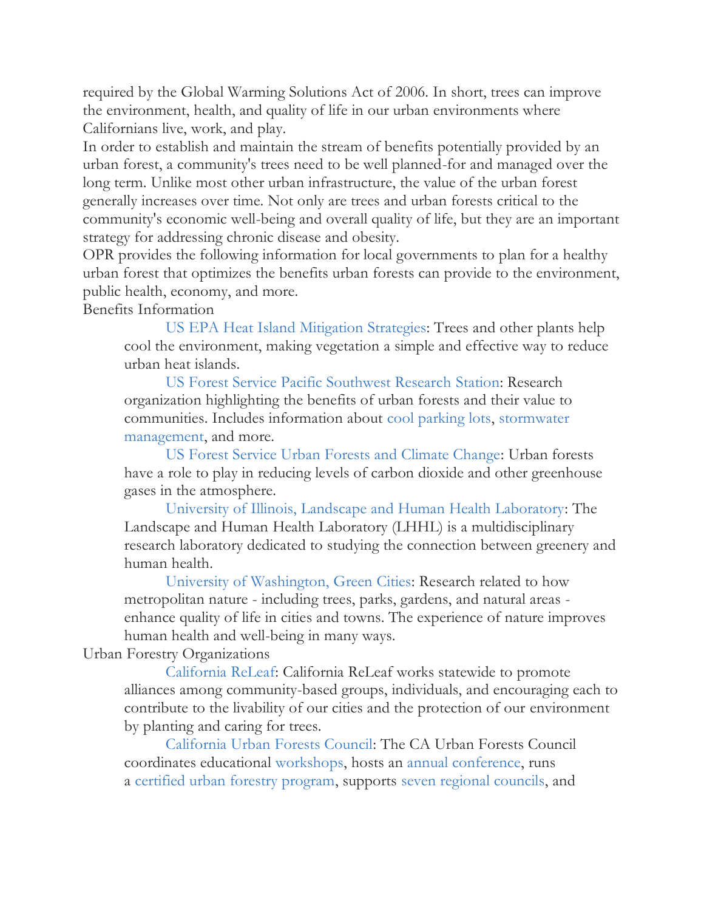required by the Global Warming Solutions Act of 2006. In short, trees can improve the environment, health, and quality of life in our urban environments where Californians live, work, and play.

In order to establish and maintain the stream of benefits potentially provided by an urban forest, a community's trees need to be well planned-for and managed over the long term. Unlike most other urban infrastructure, the value of the urban forest generally increases over time. Not only are trees and urban forests critical to the community's economic well-being and overall quality of life, but they are an important strategy for addressing chronic disease and obesity.

OPR provides the following information for local governments to plan for a healthy urban forest that optimizes the benefits urban forests can provide to the environment, public health, economy, and more.

Benefits Information

- US EPA Heat Island Mitigation Strategies: Trees and other plants help cool the environment, making vegetation a simple and effective way to reduce urban heat islands.
- US Forest Service Pacific Southwest Research Station: Research organization highlighting the benefits of urban forests and their value to communities. Includes information about cool parking lots, stormwater management, and more.
- US Forest Service Urban Forests and Climate Change: Urban forests have a role to play in reducing levels of carbon dioxide and other greenhouse gases in the atmosphere.
- University of Illinois, Landscape and Human Health Laboratory: The Landscape and Human Health Laboratory (LHHL) is a multidisciplinary research laboratory dedicated to studying the connection between greenery and human health.
- University of Washington, Green Cities: Research related to how metropolitan nature - including trees, parks, gardens, and natural areas - enhance quality of life in cities and towns. The experience of nature improves human health and well-being in many ways.

Urban Forestry Organizations

- California ReLeaf: California ReLeaf works statewide to promote alliances among community-based groups, individuals, and encouraging each to contribute to the livability of our cities and the protection of our environment by planting and caring for trees.
- California Urban Forests Council: The CA Urban Forests Council coordinates educational workshops, hosts an annual conference, runs a certified urban forestry program, supports seven regional councils, and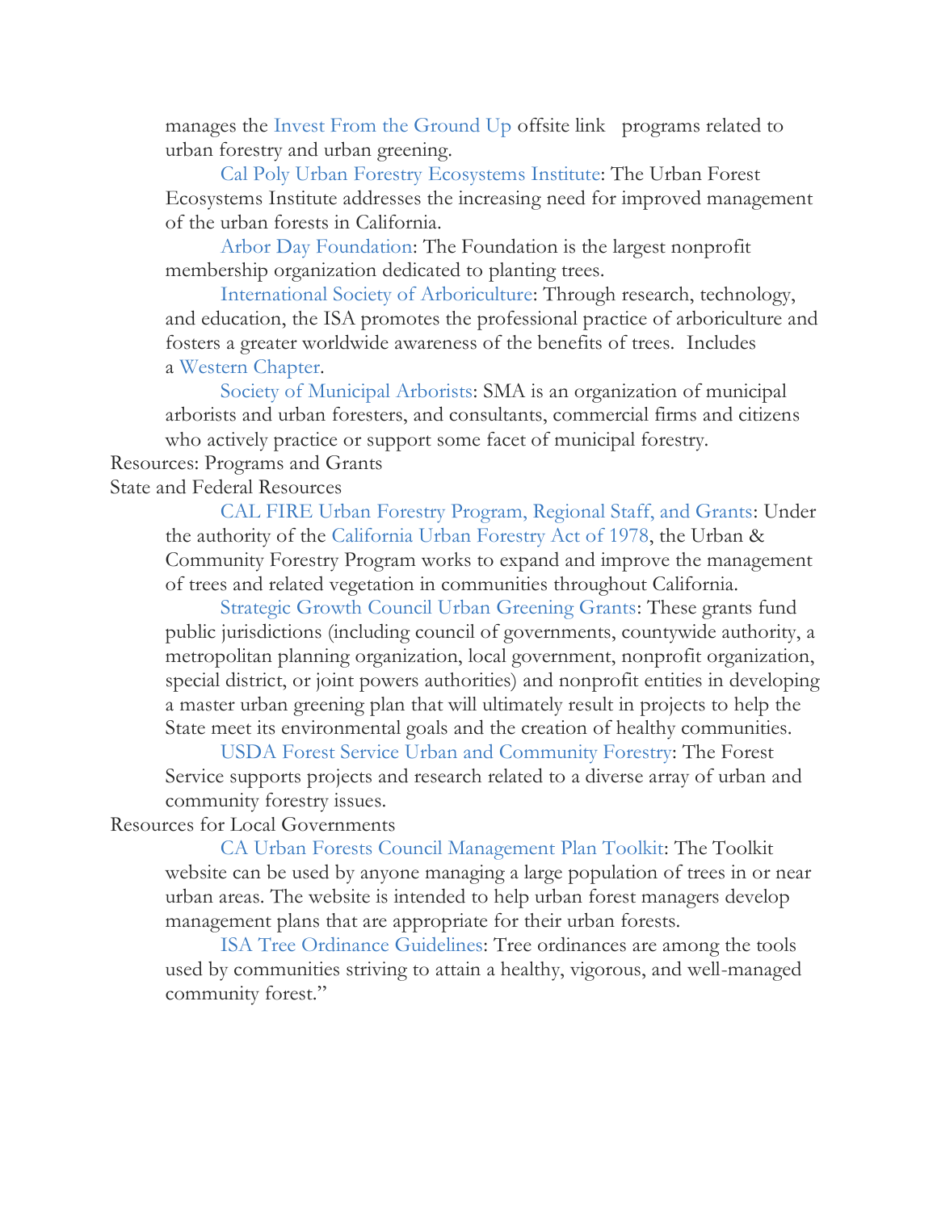manages the Invest From the Ground Up offsite link programs related to urban forestry and urban greening.

Cal Poly Urban Forestry Ecosystems Institute: The Urban Forest Ecosystems Institute addresses the increasing need for improved management of the urban forests in California.

Arbor Day Foundation: The Foundation is the largest nonprofit membership organization dedicated to planting trees.

International Society of Arboriculture: Through research, technology, and education, the ISA promotes the professional practice of arboriculture and fosters a greater worldwide awareness of the benefits of trees. Includes a Western Chapter.

Society of Municipal Arborists: SMA is an organization of municipal arborists and urban foresters, and consultants, commercial firms and citizens who actively practice or support some facet of municipal forestry.

Resources: Programs and Grants

State and Federal Resources

CAL FIRE Urban Forestry Program, Regional Staff, and Grants: Under the authority of the California Urban Forestry Act of 1978, the Urban & Community Forestry Program works to expand and improve the management of trees and related vegetation in communities throughout California.

Strategic Growth Council Urban Greening Grants: These grants fund public jurisdictions (including council of governments, countywide authority, a metropolitan planning organization, local government, nonprofit organization, special district, or joint powers authorities) and nonprofit entities in developing a master urban greening plan that will ultimately result in projects to help the State meet its environmental goals and the creation of healthy communities.

USDA Forest Service Urban and Community Forestry: The Forest Service supports projects and research related to a diverse array of urban and community forestry issues.

Resources for Local Governments

CA Urban Forests Council Management Plan Toolkit: The Toolkit website can be used by anyone managing a large population of trees in or near urban areas. The website is intended to help urban forest managers develop management plans that are appropriate for their urban forests.

ISA Tree Ordinance Guidelines: Tree ordinances are among the tools used by communities striving to attain a healthy, vigorous, and well-managed community forest."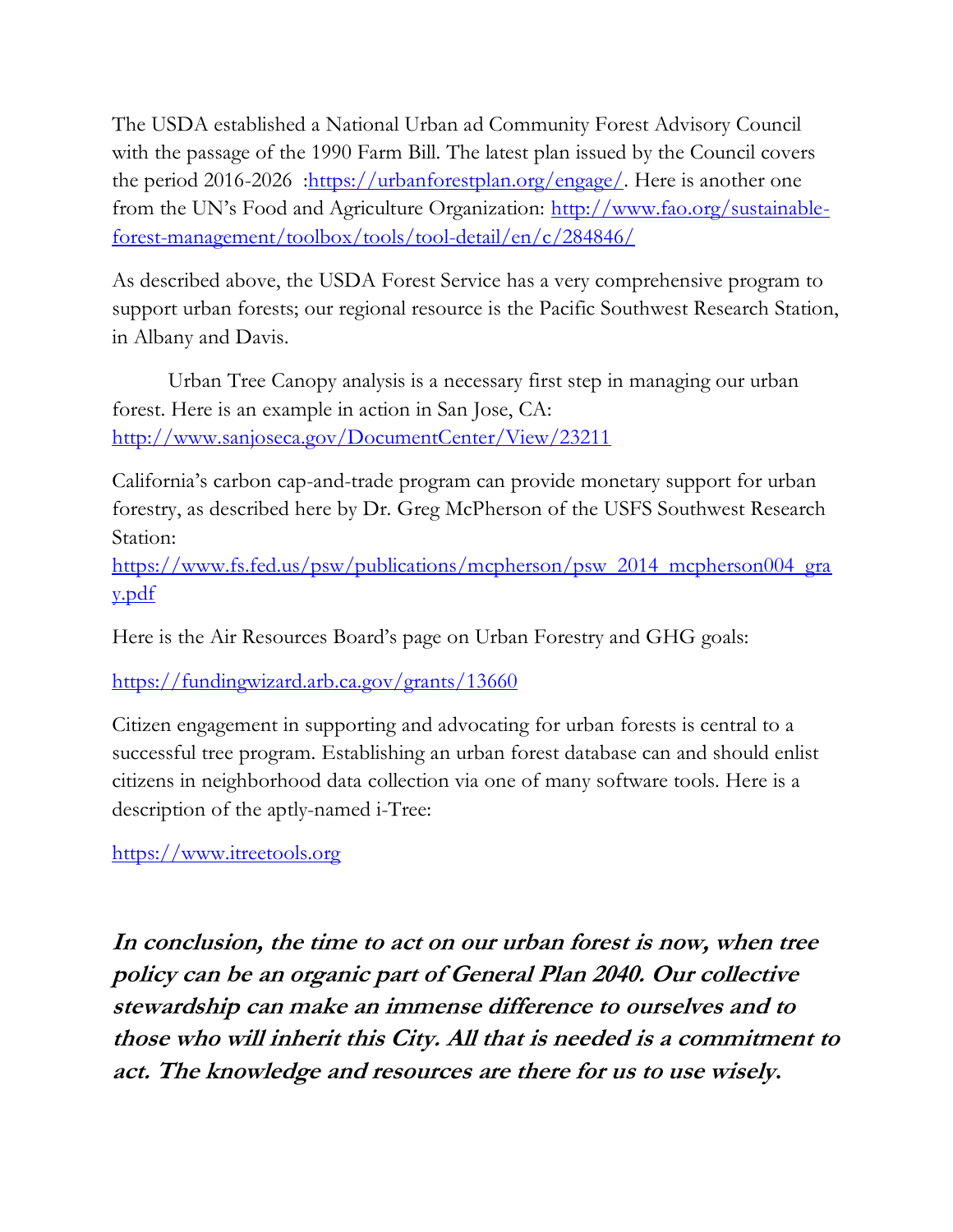The USDA established a National Urban ad Community Forest Advisory Council with the passage of the 1990 Farm Bill. The latest plan issued by the Council covers the period 2016-2026 :https://urbanforestplan.org/engage/. Here is another one from the UN's Food and Agriculture Organization: http://www.fao.org/sustainable-forest-management/toolbox/tools/tool-detail/en/c/284846/

As described above, the USDA Forest Service has a very comprehensive program to support urban forests; our regional resource is the Pacific Southwest Research Station, in Albany and Davis.

Urban Tree Canopy analysis is a necessary first step in managing our urban forest. Here is an example in action in San Jose, CA: http://www.sanjoseca.gov/DocumentCenter/View/23211

California's carbon cap-and-trade program can provide monetary support for urban forestry, as described here by Dr. Greg McPherson of the USFS Southwest Research Station: https://www.fs.fed.us/psw/publications/mcpherson/psw_2014_mcpherson004_gray.pdf

Here is the Air Resources Board's page on Urban Forestry and GHG goals:

https://fundingwizard.arb.ca.gov/grants/13660

Citizen engagement in supporting and advocating for urban forests is central to a successful tree program. Establishing an urban forest database can and should enlist citizens in neighborhood data collection via one of many software tools. Here is a description of the aptly-named i-Tree:

https://www.itreetools.org

***In conclusion, the time to act on our urban forest is now, when tree policy can be an organic part of General Plan 2040. Our collective stewardship can make an immense difference to ourselves and to those who will inherit this City. All that is needed is a commitment to act. The knowledge and resources are there for us to use wisely.***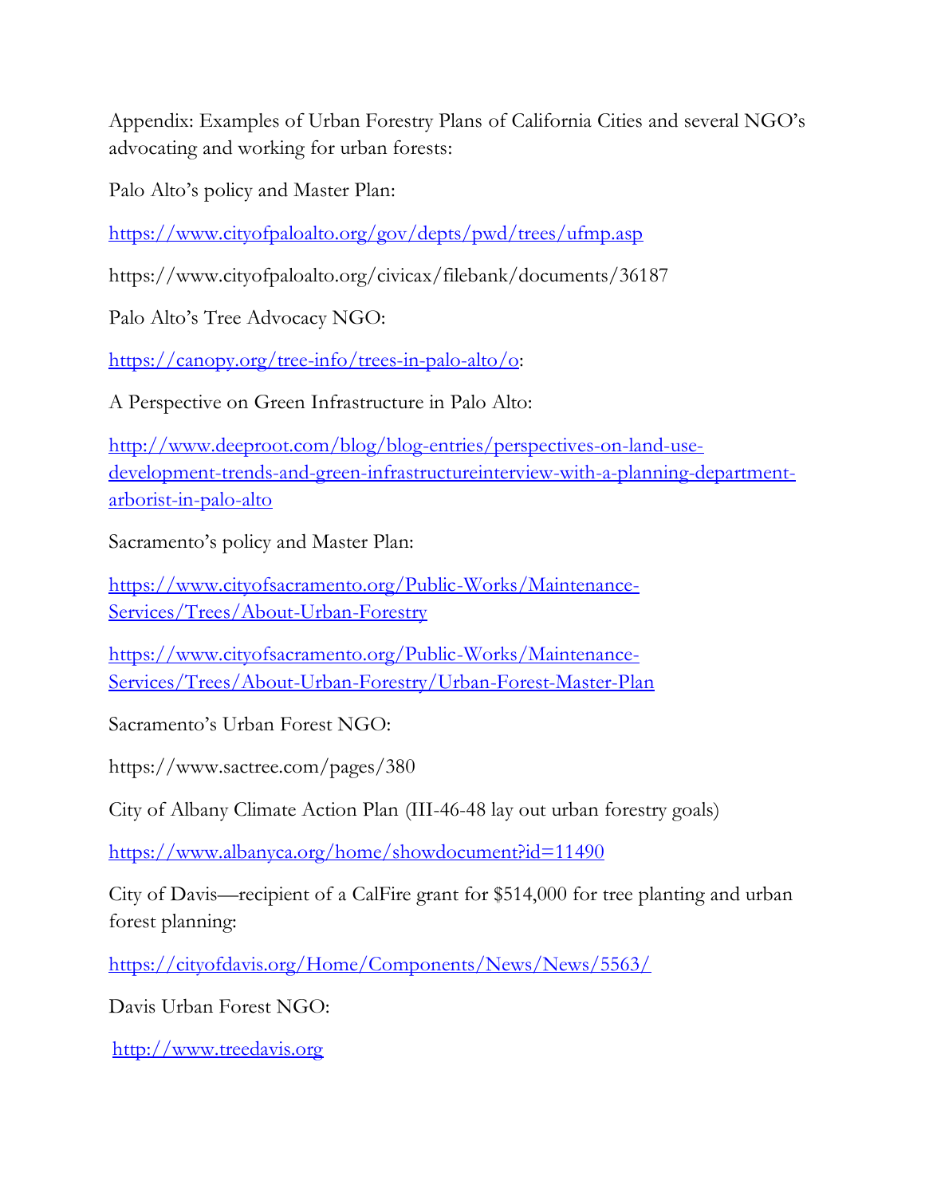Appendix: Examples of Urban Forestry Plans of California Cities and several NGO's advocating and working for urban forests:

Palo Alto's policy and Master Plan:

https://www.cityofpaloalto.org/gov/depts/pwd/trees/ufmp.asp

https://www.cityofpaloalto.org/civicax/filebank/documents/36187

Palo Alto's Tree Advocacy NGO:

https://canopy.org/tree-info/trees-in-palo-alto/o:

A Perspective on Green Infrastructure in Palo Alto:

http://www.deeproot.com/blog/blog-entries/perspectives-on-land-use-development-trends-and-green-infrastructureinterview-with-a-planning-department-arborist-in-palo-alto

Sacramento's policy and Master Plan:

https://www.cityofsacramento.org/Public-Works/Maintenance-Services/Trees/About-Urban-Forestry

https://www.cityofsacramento.org/Public-Works/Maintenance-Services/Trees/About-Urban-Forestry/Urban-Forest-Master-Plan

Sacramento's Urban Forest NGO:

https://www.sactree.com/pages/380

City of Albany Climate Action Plan (III-46-48 lay out urban forestry goals)

https://www.albanyca.org/home/showdocument?id=11490

City of Davis—recipient of a CalFire grant for $514,000 for tree planting and urban forest planning:

https://cityofdavis.org/Home/Components/News/News/5563/

Davis Urban Forest NGO:

http://www.treedavis.org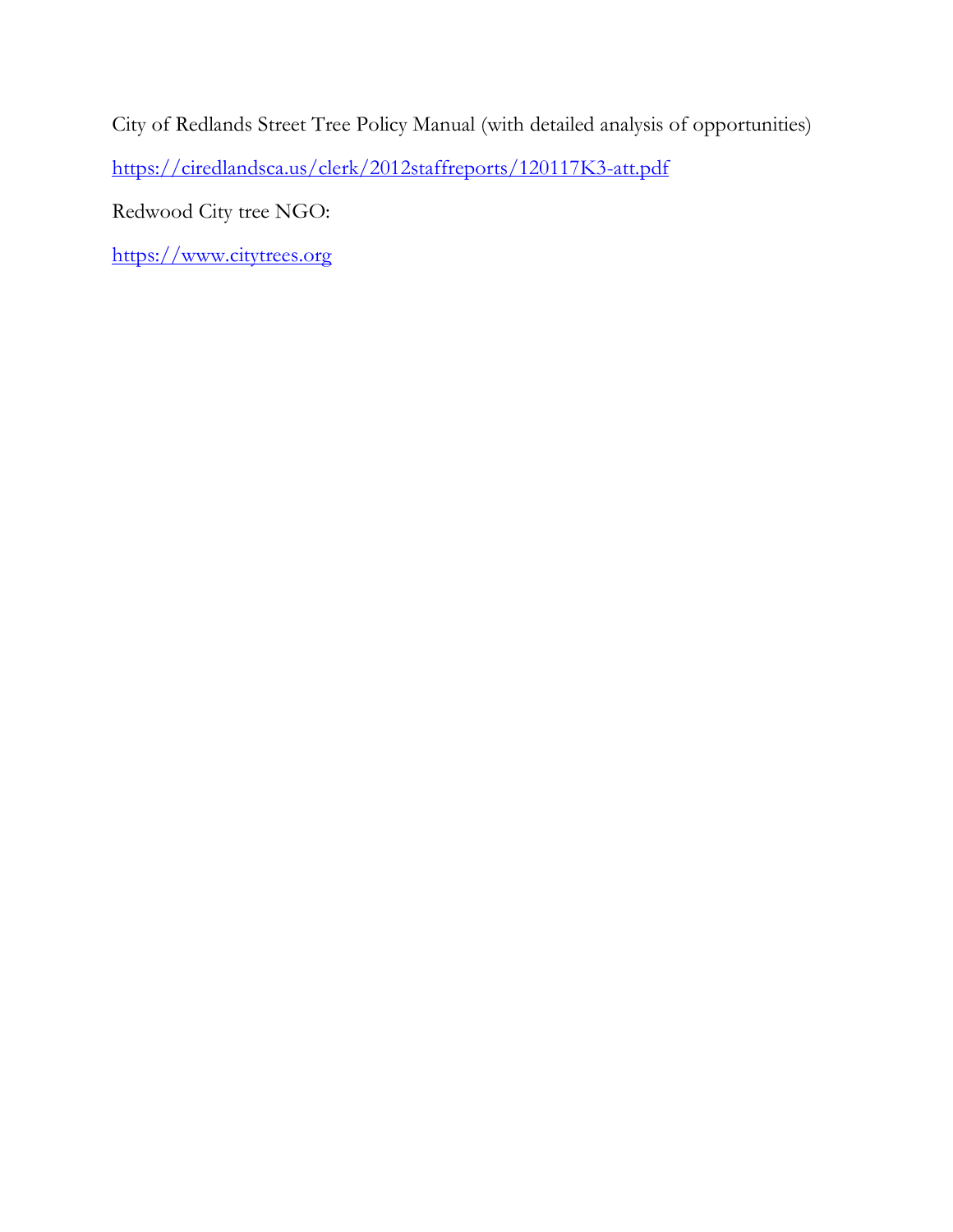City of Redlands Street Tree Policy Manual (with detailed analysis of opportunities)

https://ciredlandsca.us/clerk/2012staffreports/120117K3-att.pdf

Redwood City tree NGO:

https://www.citytrees.org